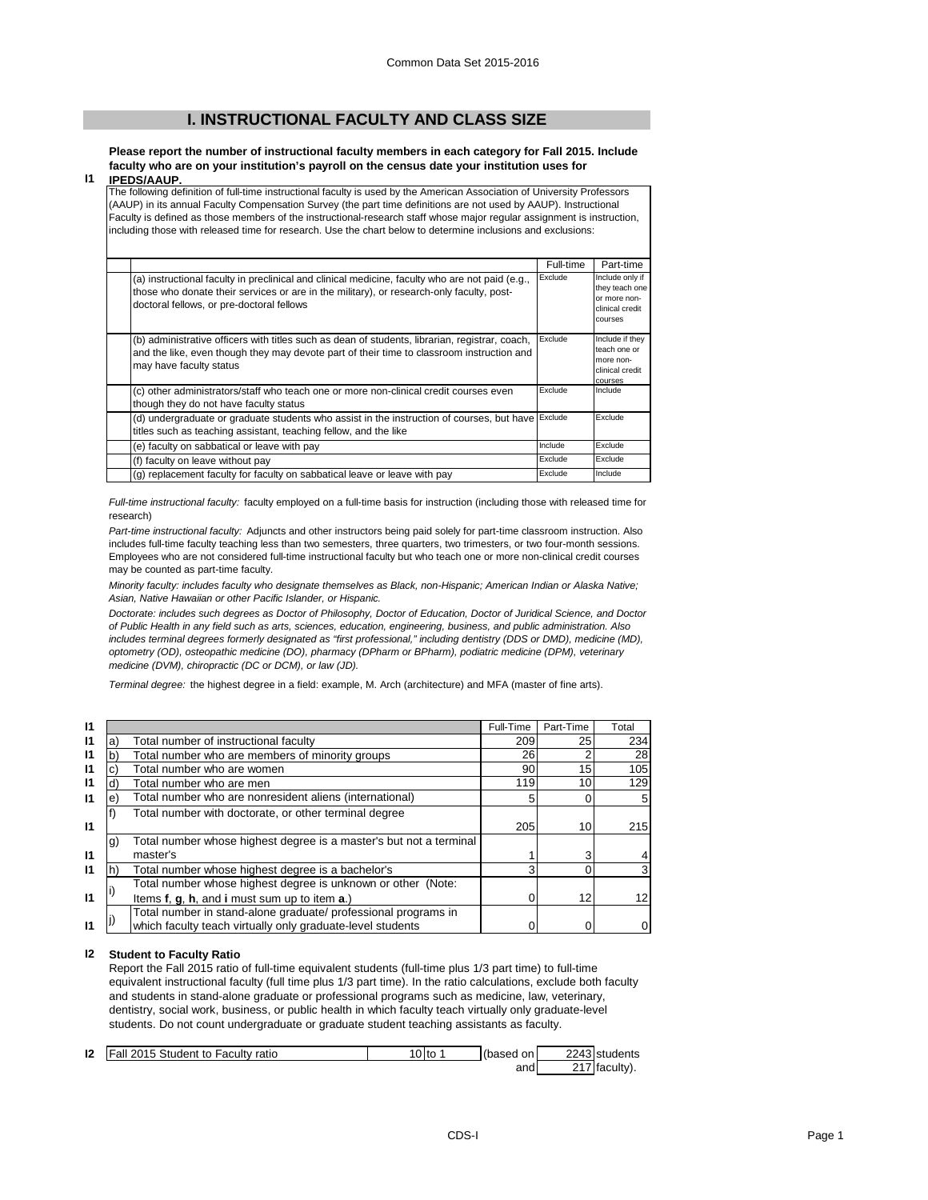# I. INSTRUCTIONAL FACULTY AND CLASS SIZE

**I1** **Please report the number of instructional faculty members in each category for Fall 2015. Include faculty who are on your institution's payroll on the census date your institution uses for IPEDS/AAUP.**

The following definition of full-time instructional faculty is used by the American Association of University Professors (AAUP) in its annual Faculty Compensation Survey (the part time definitions are not used by AAUP). Instructional Faculty is defined as those members of the instructional-research staff whose major regular assignment is instruction, including those with released time for research. Use the chart below to determine inclusions and exclusions:

| | Full-time | Part-time |
|---|---|---|
| (a) instructional faculty in preclinical and clinical medicine, faculty who are not paid (e.g., those who donate their services or are in the military), or research-only faculty, post-doctoral fellows, or pre-doctoral fellows | Exclude | Include only if they teach one or more non-clinical credit courses |
| (b) administrative officers with titles such as dean of students, librarian, registrar, coach, and the like, even though they may devote part of their time to classroom instruction and may have faculty status | Exclude | Include if they teach one or more non-clinical credit courses |
| (c) other administrators/staff who teach one or more non-clinical credit courses even though they do not have faculty status | Exclude | Include |
| (d) undergraduate or graduate students who assist in the instruction of courses, but have titles such as teaching assistant, teaching fellow, and the like | Exclude | Exclude |
| (e) faculty on sabbatical or leave with pay | Include | Exclude |
| (f) faculty on leave without pay | Exclude | Exclude |
| (g) replacement faculty for faculty on sabbatical leave or leave with pay | Exclude | Include |

*Full-time instructional faculty:* faculty employed on a full-time basis for instruction (including those with released time for research)

*Part-time instructional faculty:* Adjuncts and other instructors being paid solely for part-time classroom instruction. Also includes full-time faculty teaching less than two semesters, three quarters, two trimesters, or two four-month sessions. Employees who are not considered full-time instructional faculty but who teach one or more non-clinical credit courses may be counted as part-time faculty.

*Minority faculty: includes faculty who designate themselves as Black, non-Hispanic; American Indian or Alaska Native; Asian, Native Hawaiian or other Pacific Islander, or Hispanic.*

*Doctorate: includes such degrees as Doctor of Philosophy, Doctor of Education, Doctor of Juridical Science, and Doctor of Public Health in any field such as arts, sciences, education, engineering, business, and public administration. Also includes terminal degrees formerly designated as "first professional," including dentistry (DDS or DMD), medicine (MD), optometry (OD), osteopathic medicine (DO), pharmacy (DPharm or BPharm), podiatric medicine (DPM), veterinary medicine (DVM), chiropractic (DC or DCM), or law (JD).*

*Terminal degree:* the highest degree in a field: example, M. Arch (architecture) and MFA (master of fine arts).

| | | | Full-Time | Part-Time | Total |
|---|---|---|---|---|---|
| I1 | a) | Total number of instructional faculty | 209 | 25 | 234 |
| I1 | b) | Total number who are members of minority groups | 26 | 2 | 28 |
| I1 | c) | Total number who are women | 90 | 15 | 105 |
| I1 | d) | Total number who are men | 119 | 10 | 129 |
| I1 | e) | Total number who are nonresident aliens (international) | 5 | 0 | 5 |
| I1 | f) | Total number with doctorate, or other terminal degree | 205 | 10 | 215 |
| I1 | g) | Total number whose highest degree is a master's but not a terminal master's | 1 | 3 | 4 |
| I1 | h) | Total number whose highest degree is a bachelor's | 3 | 0 | 3 |
| I1 | i) | Total number whose highest degree is unknown or other (Note: Items **f**, **g**, **h**, and **i** must sum up to item **a**.) | 0 | 12 | 12 |
| I1 | j) | Total number in stand-alone graduate/ professional programs in which faculty teach virtually only graduate-level students | 0 | 0 | 0 |

**I2** **Student to Faculty Ratio**

Report the Fall 2015 ratio of full-time equivalent students (full-time plus 1/3 part time) to full-time equivalent instructional faculty (full time plus 1/3 part time). In the ratio calculations, exclude both faculty and students in stand-alone graduate or professional programs such as medicine, law, veterinary, dentistry, social work, business, or public health in which faculty teach virtually only graduate-level students. Do not count undergraduate or graduate student teaching assistants as faculty.

| | | | |
|---|---|---|---|
| I2 | Fall 2015 Student to Faculty ratio | 10 to 1 | (based on 2243 students and 217 faculty). |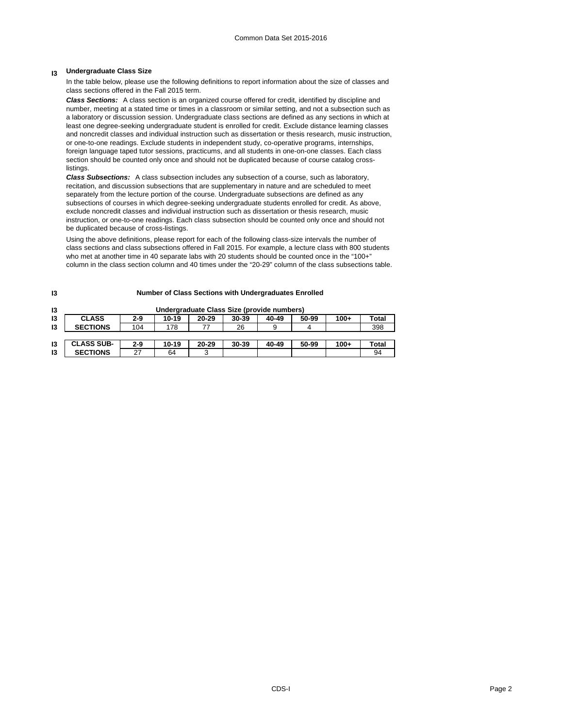## I3 Undergraduate Class Size

In the table below, please use the following definitions to report information about the size of classes and class sections offered in the Fall 2015 term.

***Class Sections:*** A class section is an organized course offered for credit, identified by discipline and number, meeting at a stated time or times in a classroom or similar setting, and not a subsection such as a laboratory or discussion session. Undergraduate class sections are defined as any sections in which at least one degree-seeking undergraduate student is enrolled for credit. Exclude distance learning classes and noncredit classes and individual instruction such as dissertation or thesis research, music instruction, or one-to-one readings. Exclude students in independent study, co-operative programs, internships, foreign language taped tutor sessions, practicums, and all students in one-on-one classes. Each class section should be counted only once and should not be duplicated because of course catalog cross-listings.

***Class Subsections:*** A class subsection includes any subsection of a course, such as laboratory, recitation, and discussion subsections that are supplementary in nature and are scheduled to meet separately from the lecture portion of the course. Undergraduate subsections are defined as any subsections of courses in which degree-seeking undergraduate students enrolled for credit. As above, exclude noncredit classes and individual instruction such as dissertation or thesis research, music instruction, or one-to-one readings. Each class subsection should be counted only once and should not be duplicated because of cross-listings.

Using the above definitions, please report for each of the following class-size intervals the number of class sections and class subsections offered in Fall 2015. For example, a lecture class with 800 students who met at another time in 40 separate labs with 20 students should be counted once in the "100+" column in the class section column and 40 times under the "20-29" column of the class subsections table.

**I3 Number of Class Sections with Undergraduates Enrolled**

**Undergraduate Class Size (provide numbers)**

| | 2-9 | 10-19 | 20-29 | 30-39 | 40-49 | 50-99 | 100+ | Total |
|---|---|---|---|---|---|---|---|---|
| CLASS SECTIONS | 104 | 178 | 77 | 26 | 9 | 4 | | 398 |

| | 2-9 | 10-19 | 20-29 | 30-39 | 40-49 | 50-99 | 100+ | Total |
|---|---|---|---|---|---|---|---|---|
| CLASS SUB-SECTIONS | 27 | 64 | 3 | | | | | 94 |